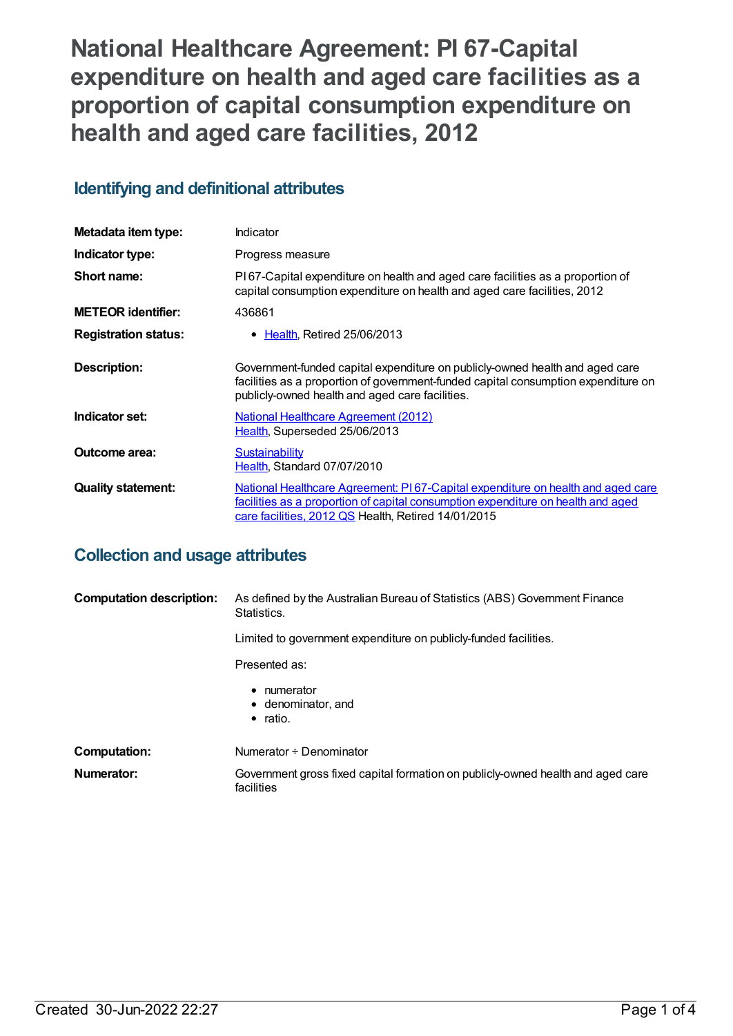# National Healthcare Agreement: PI 67-Capital expenditure on health and aged care facilities as a proportion of capital consumption expenditure on health and aged care facilities, 2012

## Identifying and definitional attributes

| | |
|---|---|
| **Metadata item type:** | Indicator |
| **Indicator type:** | Progress measure |
| **Short name:** | PI 67-Capital expenditure on health and aged care facilities as a proportion of capital consumption expenditure on health and aged care facilities, 2012 |
| **METEOR identifier:** | 436861 |
| **Registration status:** | • Health, Retired 25/06/2013 |
| **Description:** | Government-funded capital expenditure on publicly-owned health and aged care facilities as a proportion of government-funded capital consumption expenditure on publicly-owned health and aged care facilities. |
| **Indicator set:** | National Healthcare Agreement (2012) Health, Superseded 25/06/2013 |
| **Outcome area:** | Sustainability Health, Standard 07/07/2010 |
| **Quality statement:** | National Healthcare Agreement: PI 67-Capital expenditure on health and aged care facilities as a proportion of capital consumption expenditure on health and aged care facilities, 2012 QS Health, Retired 14/01/2015 |

## Collection and usage attributes

**Computation description:** As defined by the Australian Bureau of Statistics (ABS) Government Finance Statistics.

Limited to government expenditure on publicly-funded facilities.

Presented as:

- numerator
- denominator, and
- ratio.

**Computation:** Numerator ÷ Denominator

**Numerator:** Government gross fixed capital formation on publicly-owned health and aged care facilities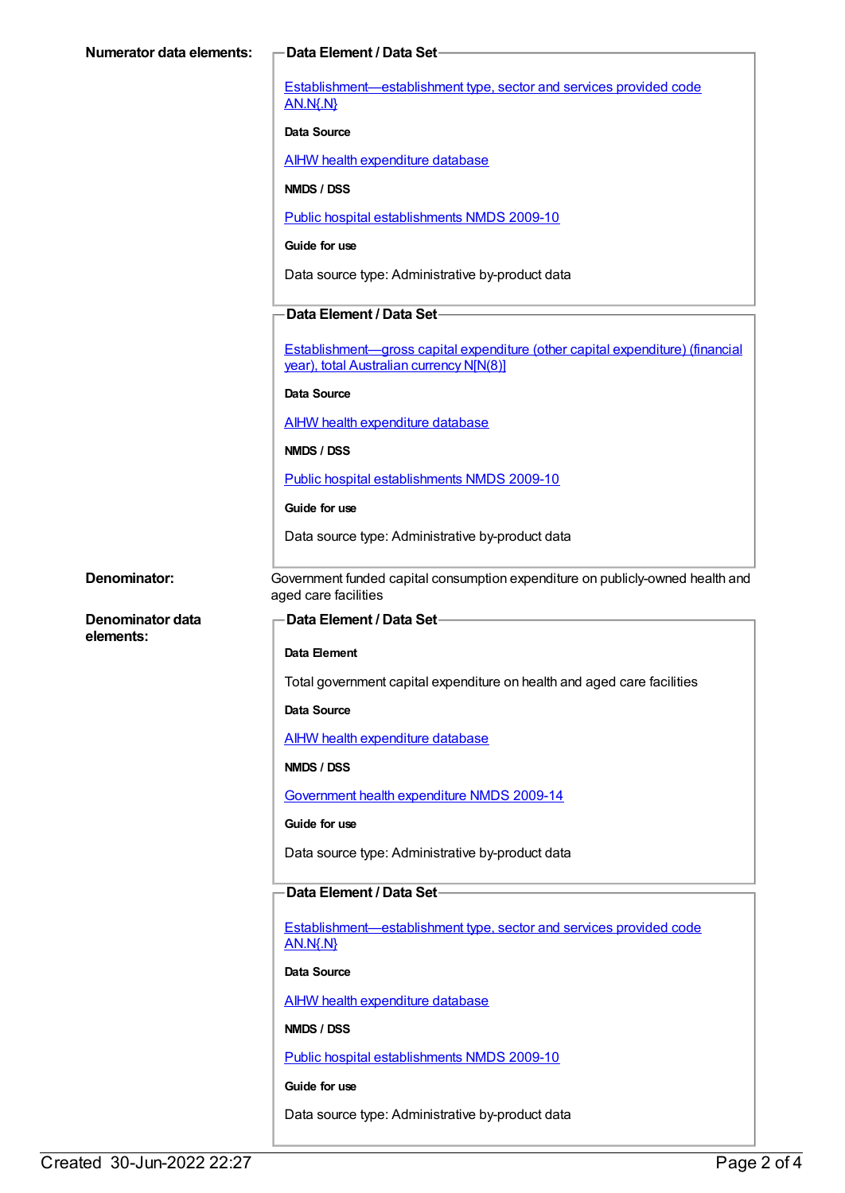**Numerator data elements:**

**Data Element / Data Set**

Establishment—establishment type, sector and services provided code AN.N{.N}

**Data Source**

AIHW health expenditure database

**NMDS / DSS**

Public hospital establishments NMDS 2009-10

**Guide for use**

Data source type: Administrative by-product data

**Data Element / Data Set**

Establishment—gross capital expenditure (other capital expenditure) (financial year), total Australian currency N[N(8)]

**Data Source**

AIHW health expenditure database

**NMDS / DSS**

Public hospital establishments NMDS 2009-10

**Guide for use**

Data source type: Administrative by-product data

**Denominator:**

Government funded capital consumption expenditure on publicly-owned health and aged care facilities

**Denominator data elements:**

**Data Element / Data Set**

**Data Element**

Total government capital expenditure on health and aged care facilities

**Data Source**

AIHW health expenditure database

**NMDS / DSS**

Government health expenditure NMDS 2009-14

**Guide for use**

Data source type: Administrative by-product data

**Data Element / Data Set**

Establishment—establishment type, sector and services provided code AN.N{.N}

**Data Source**

AIHW health expenditure database

**NMDS / DSS**

Public hospital establishments NMDS 2009-10

**Guide for use**

Data source type: Administrative by-product data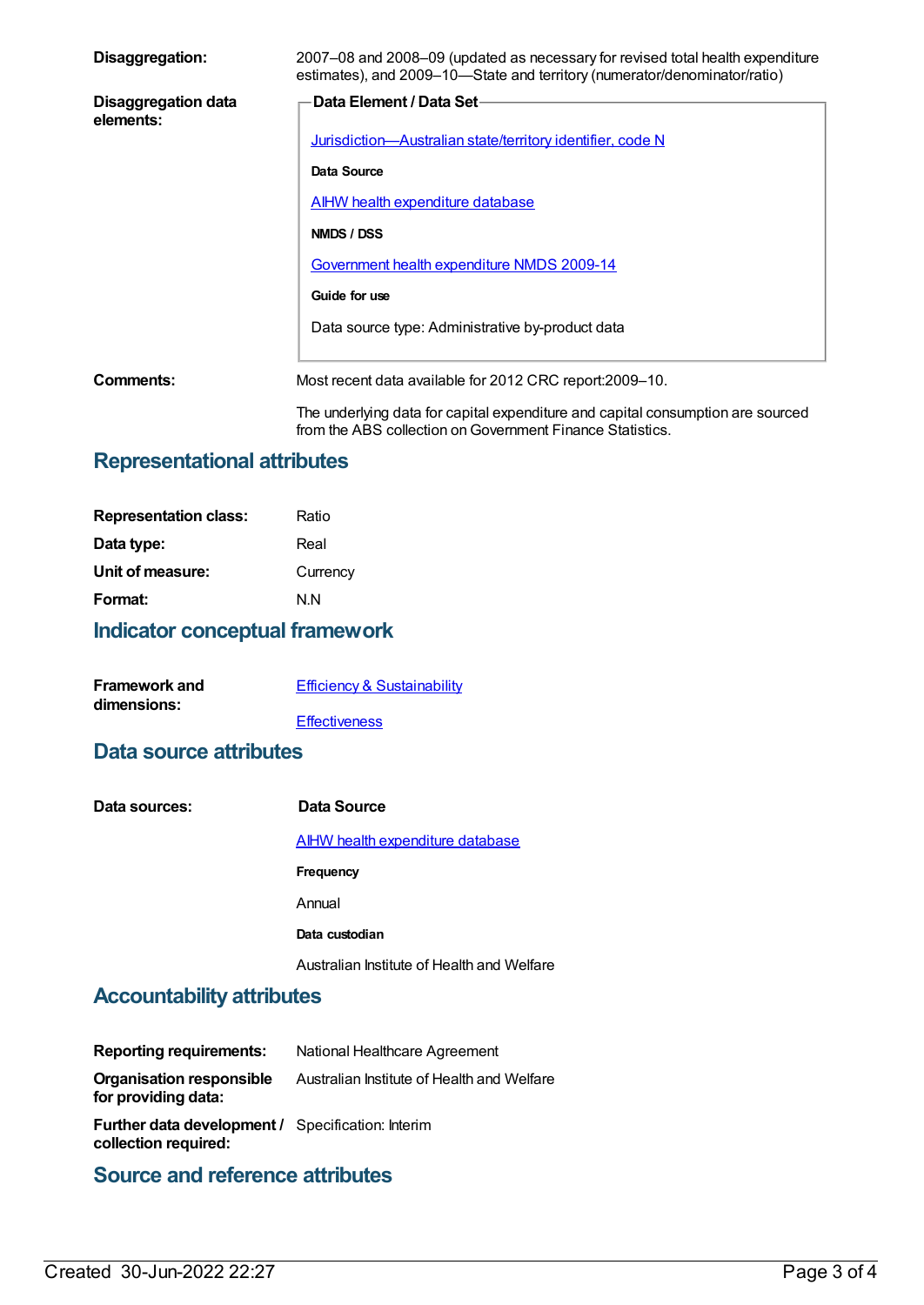**Disaggregation:** 2007–08 and 2008–09 (updated as necessary for revised total health expenditure estimates), and 2009–10—State and territory (numerator/denominator/ratio)

**Disaggregation data elements:**

**Data Element / Data Set**

Jurisdiction—Australian state/territory identifier, code N

**Data Source**

AIHW health expenditure database

**NMDS / DSS**

Government health expenditure NMDS 2009-14

**Guide for use**

Data source type: Administrative by-product data

**Comments:** Most recent data available for 2012 CRC report:2009–10.

The underlying data for capital expenditure and capital consumption are sourced from the ABS collection on Government Finance Statistics.

## Representational attributes

**Representation class:** Ratio

**Data type:** Real

**Unit of measure:** Currency

**Format:** N.N

## Indicator conceptual framework

**Framework and dimensions:**

Efficiency & Sustainability

Effectiveness

## Data source attributes

**Data sources:**

**Data Source**

AIHW health expenditure database

**Frequency**

Annual

**Data custodian**

Australian Institute of Health and Welfare

## Accountability attributes

**Reporting requirements:** National Healthcare Agreement

**Organisation responsible for providing data:** Australian Institute of Health and Welfare

**Further data development / collection required:** Specification: Interim

## Source and reference attributes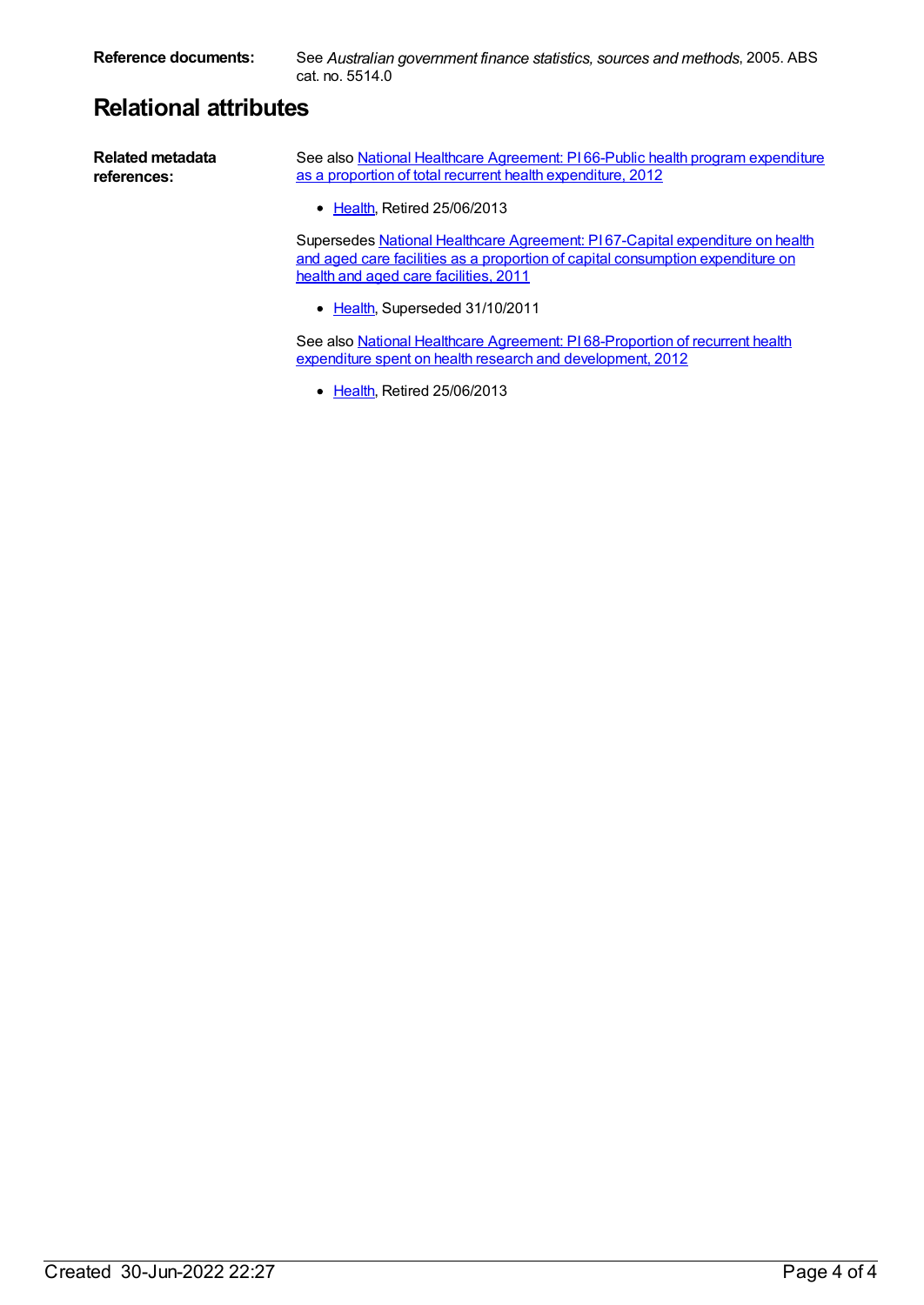**Reference documents:** See *Australian government finance statistics, sources and methods*, 2005. ABS cat. no. 5514.0

## Relational attributes

**Related metadata references:**

See also National Healthcare Agreement: PI 66-Public health program expenditure as a proportion of total recurrent health expenditure, 2012

- Health, Retired 25/06/2013

Supersedes National Healthcare Agreement: PI 67-Capital expenditure on health and aged care facilities as a proportion of capital consumption expenditure on health and aged care facilities, 2011

- Health, Superseded 31/10/2011

See also National Healthcare Agreement: PI 68-Proportion of recurrent health expenditure spent on health research and development, 2012

- Health, Retired 25/06/2013